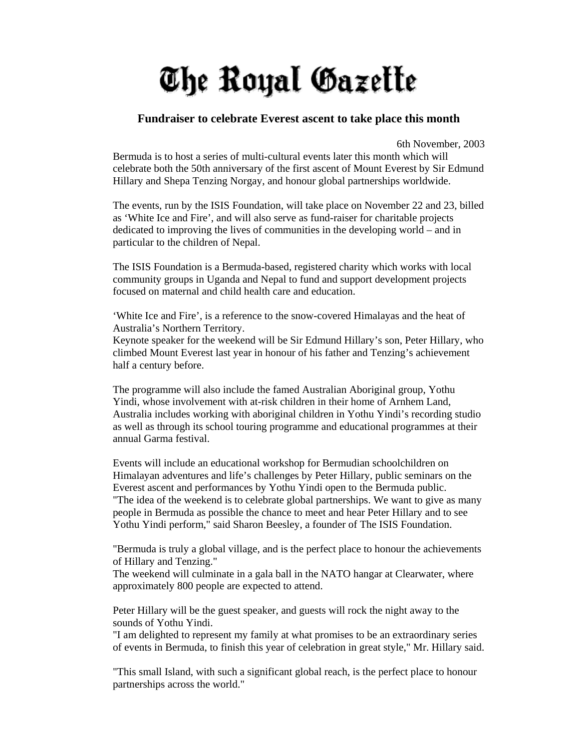# The Royal Gazette

## Fundraiser to celebrate Everest ascent to take place this month

6th November, 2003

Bermuda is to host a series of multi-cultural events later this month which will celebrate both the 50th anniversary of the first ascent of Mount Everest by Sir Edmund Hillary and Shepa Tenzing Norgay, and honour global partnerships worldwide.

The events, run by the ISIS Foundation, will take place on November 22 and 23, billed as 'White Ice and Fire', and will also serve as fund-raiser for charitable projects dedicated to improving the lives of communities in the developing world – and in particular to the children of Nepal.

The ISIS Foundation is a Bermuda-based, registered charity which works with local community groups in Uganda and Nepal to fund and support development projects focused on maternal and child health care and education.

'White Ice and Fire', is a reference to the snow-covered Himalayas and the heat of Australia's Northern Territory.

Keynote speaker for the weekend will be Sir Edmund Hillary's son, Peter Hillary, who climbed Mount Everest last year in honour of his father and Tenzing's achievement half a century before.

The programme will also include the famed Australian Aboriginal group, Yothu Yindi, whose involvement with at-risk children in their home of Arnhem Land, Australia includes working with aboriginal children in Yothu Yindi's recording studio as well as through its school touring programme and educational programmes at their annual Garma festival.

Events will include an educational workshop for Bermudian schoolchildren on Himalayan adventures and life's challenges by Peter Hillary, public seminars on the Everest ascent and performances by Yothu Yindi open to the Bermuda public.

"The idea of the weekend is to celebrate global partnerships. We want to give as many people in Bermuda as possible the chance to meet and hear Peter Hillary and to see Yothu Yindi perform," said Sharon Beesley, a founder of The ISIS Foundation.

"Bermuda is truly a global village, and is the perfect place to honour the achievements of Hillary and Tenzing."

The weekend will culminate in a gala ball in the NATO hangar at Clearwater, where approximately 800 people are expected to attend.

Peter Hillary will be the guest speaker, and guests will rock the night away to the sounds of Yothu Yindi.

"I am delighted to represent my family at what promises to be an extraordinary series of events in Bermuda, to finish this year of celebration in great style," Mr. Hillary said.

"This small Island, with such a significant global reach, is the perfect place to honour partnerships across the world."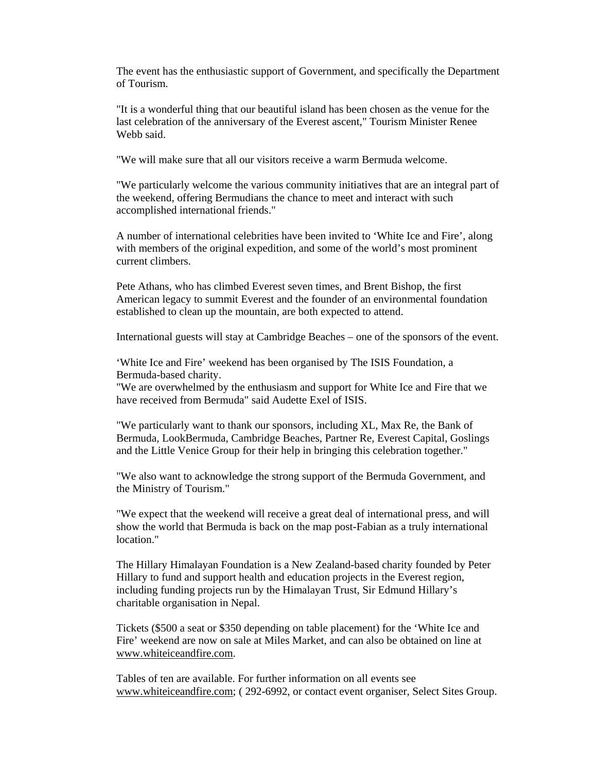The event has the enthusiastic support of Government, and specifically the Department of Tourism.

"It is a wonderful thing that our beautiful island has been chosen as the venue for the last celebration of the anniversary of the Everest ascent," Tourism Minister Renee Webb said.

"We will make sure that all our visitors receive a warm Bermuda welcome.

"We particularly welcome the various community initiatives that are an integral part of the weekend, offering Bermudians the chance to meet and interact with such accomplished international friends."

A number of international celebrities have been invited to 'White Ice and Fire', along with members of the original expedition, and some of the world's most prominent current climbers.

Pete Athans, who has climbed Everest seven times, and Brent Bishop, the first American legacy to summit Everest and the founder of an environmental foundation established to clean up the mountain, are both expected to attend.

International guests will stay at Cambridge Beaches – one of the sponsors of the event.

'White Ice and Fire' weekend has been organised by The ISIS Foundation, a Bermuda-based charity.
"We are overwhelmed by the enthusiasm and support for White Ice and Fire that we have received from Bermuda" said Audette Exel of ISIS.

"We particularly want to thank our sponsors, including XL, Max Re, the Bank of Bermuda, LookBermuda, Cambridge Beaches, Partner Re, Everest Capital, Goslings and the Little Venice Group for their help in bringing this celebration together."

"We also want to acknowledge the strong support of the Bermuda Government, and the Ministry of Tourism."

"We expect that the weekend will receive a great deal of international press, and will show the world that Bermuda is back on the map post-Fabian as a truly international location."

The Hillary Himalayan Foundation is a New Zealand-based charity founded by Peter Hillary to fund and support health and education projects in the Everest region, including funding projects run by the Himalayan Trust, Sir Edmund Hillary's charitable organisation in Nepal.

Tickets ($500 a seat or $350 depending on table placement) for the 'White Ice and Fire' weekend are now on sale at Miles Market, and can also be obtained on line at www.whiteiceandfire.com.

Tables of ten are available. For further information on all events see www.whiteiceandfire.com; ( 292-6992, or contact event organiser, Select Sites Group.